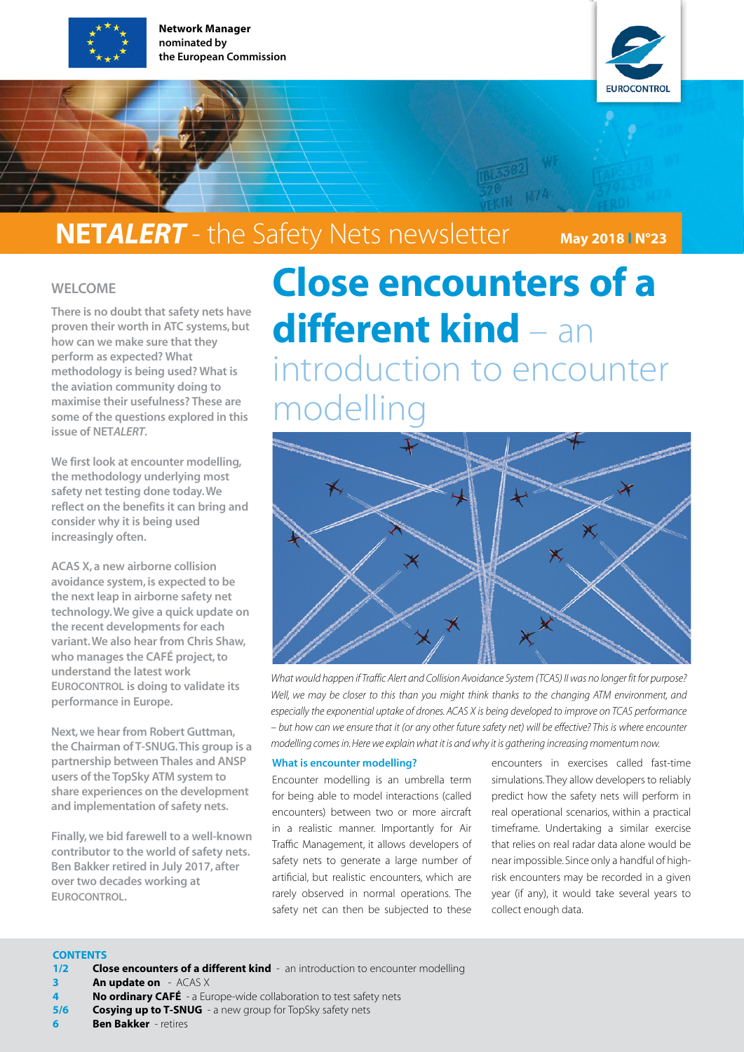Network Manager nominated by the European Commission

EUROCONTROL

# NETALERT - the Safety Nets newsletter

**May 2018 | N°23**

## WELCOME

There is no doubt that safety nets have proven their worth in ATC systems, but how can we make sure that they perform as expected? What methodology is being used? What is the aviation community doing to maximise their usefulness? These are some of the questions explored in this issue of NET*ALERT*.

We first look at encounter modelling, the methodology underlying most safety net testing done today. We reflect on the benefits it can bring and consider why it is being used increasingly often.

ACAS X, a new airborne collision avoidance system, is expected to be the next leap in airborne safety net technology. We give a quick update on the recent developments for each variant. We also hear from Chris Shaw, who manages the CAFÉ project, to understand the latest work EUROCONTROL is doing to validate its performance in Europe.

Next, we hear from Robert Guttman, the Chairman of T-SNUG. This group is a partnership between Thales and ANSP users of the TopSky ATM system to share experiences on the development and implementation of safety nets.

Finally, we bid farewell to a well-known contributor to the world of safety nets. Ben Bakker retired in July 2017, after over two decades working at EUROCONTROL.

# Close encounters of a different kind – an introduction to encounter modelling

*What would happen if Traffic Alert and Collision Avoidance System (TCAS) II was no longer fit for purpose? Well, we may be closer to this than you might think thanks to the changing ATM environment, and especially the exponential uptake of drones. ACAS X is being developed to improve on TCAS performance – but how can we ensure that it (or any other future safety net) will be effective? This is where encounter modelling comes in. Here we explain what it is and why it is gathering increasing momentum now.*

### What is encounter modelling?

Encounter modelling is an umbrella term for being able to model interactions (called encounters) between two or more aircraft in a realistic manner. Importantly for Air Traffic Management, it allows developers of safety nets to generate a large number of artificial, but realistic encounters, which are rarely observed in normal operations. The safety net can then be subjected to these encounters in exercises called fast-time simulations. They allow developers to reliably predict how the safety nets will perform in real operational scenarios, within a practical timeframe. Undertaking a similar exercise that relies on real radar data alone would be near impossible. Since only a handful of high-risk encounters may be recorded in a given year (if any), it would take several years to collect enough data.

**CONTENTS**

- **1/2** **Close encounters of a different kind** - an introduction to encounter modelling
- **3** **An update on** - ACAS X
- **4** **No ordinary CAFÉ** - a Europe-wide collaboration to test safety nets
- **5/6** **Cosying up to T-SNUG** - a new group for TopSky safety nets
- **6** **Ben Bakker** - retires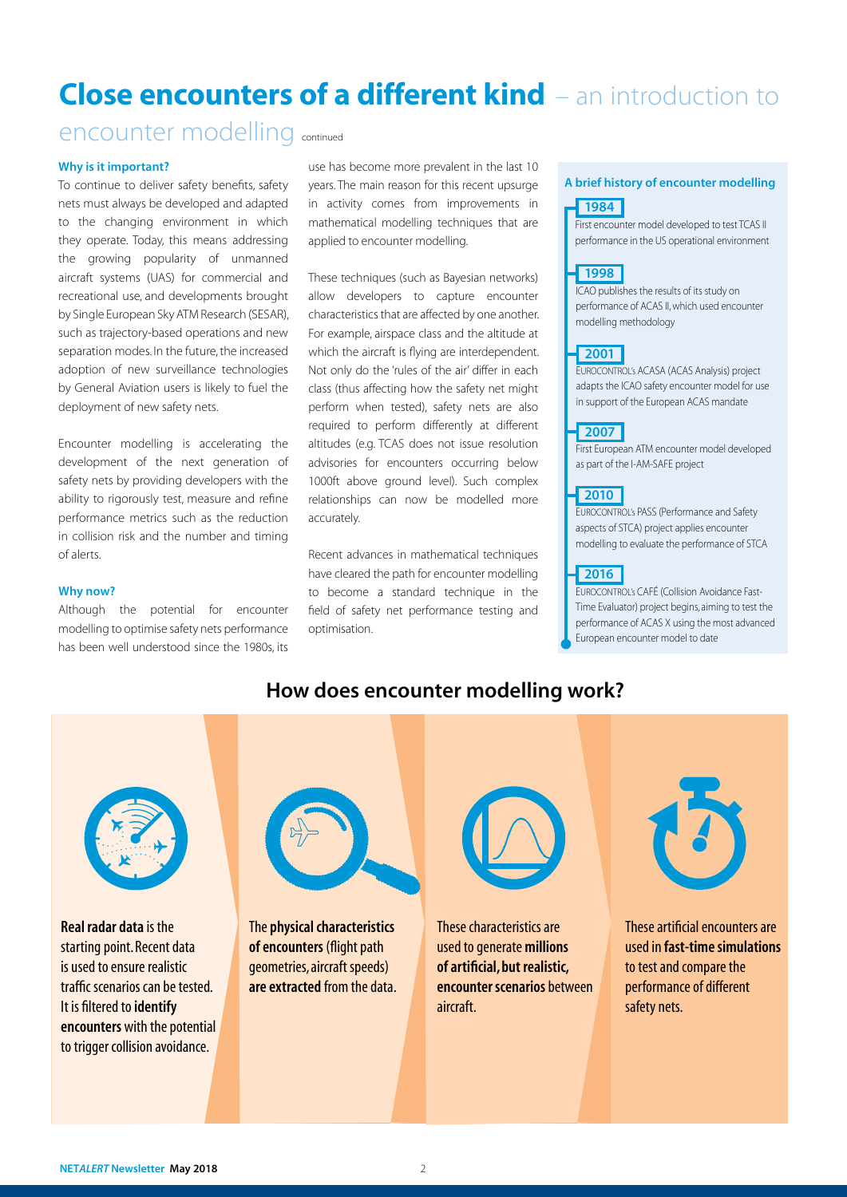# Close encounters of a different kind – an introduction to encounter modelling continued

### Why is it important?

To continue to deliver safety benefits, safety nets must always be developed and adapted to the changing environment in which they operate. Today, this means addressing the growing popularity of unmanned aircraft systems (UAS) for commercial and recreational use, and developments brought by Single European Sky ATM Research (SESAR), such as trajectory-based operations and new separation modes. In the future, the increased adoption of new surveillance technologies by General Aviation users is likely to fuel the deployment of new safety nets.

Encounter modelling is accelerating the development of the next generation of safety nets by providing developers with the ability to rigorously test, measure and refine performance metrics such as the reduction in collision risk and the number and timing of alerts.

### Why now?

Although the potential for encounter modelling to optimise safety nets performance has been well understood since the 1980s, its use has become more prevalent in the last 10 years. The main reason for this recent upsurge in activity comes from improvements in mathematical modelling techniques that are applied to encounter modelling.

These techniques (such as Bayesian networks) allow developers to capture encounter characteristics that are affected by one another. For example, airspace class and the altitude at which the aircraft is flying are interdependent. Not only do the 'rules of the air' differ in each class (thus affecting how the safety net might perform when tested), safety nets are also required to perform differently at different altitudes (e.g. TCAS does not issue resolution advisories for encounters occurring below 1000ft above ground level). Such complex relationships can now be modelled more accurately.

Recent advances in mathematical techniques have cleared the path for encounter modelling to become a standard technique in the field of safety net performance testing and optimisation.

### A brief history of encounter modelling

**1984**
First encounter model developed to test TCAS II performance in the US operational environment

**1998**
ICAO publishes the results of its study on performance of ACAS II, which used encounter modelling methodology

**2001**
EUROCONTROL's ACASA (ACAS Analysis) project adapts the ICAO safety encounter model for use in support of the European ACAS mandate

**2007**
First European ATM encounter model developed as part of the I-AM-SAFE project

**2010**
EUROCONTROL's PASS (Performance and Safety aspects of STCA) project applies encounter modelling to evaluate the performance of STCA

**2016**
EUROCONTROL's CAFÉ (Collision Avoidance Fast-Time Evaluator) project begins, aiming to test the performance of ACAS X using the most advanced European encounter model to date

## How does encounter modelling work?

**Real radar data** is the starting point. Recent data is used to ensure realistic traffic scenarios can be tested. It is filtered to **identify encounters** with the potential to trigger collision avoidance.

The **physical characteristics of encounters** (flight path geometries, aircraft speeds) **are extracted** from the data.

These characteristics are used to generate **millions of artificial, but realistic, encounter scenarios** between aircraft.

These artificial encounters are used in **fast-time simulations** to test and compare the performance of different safety nets.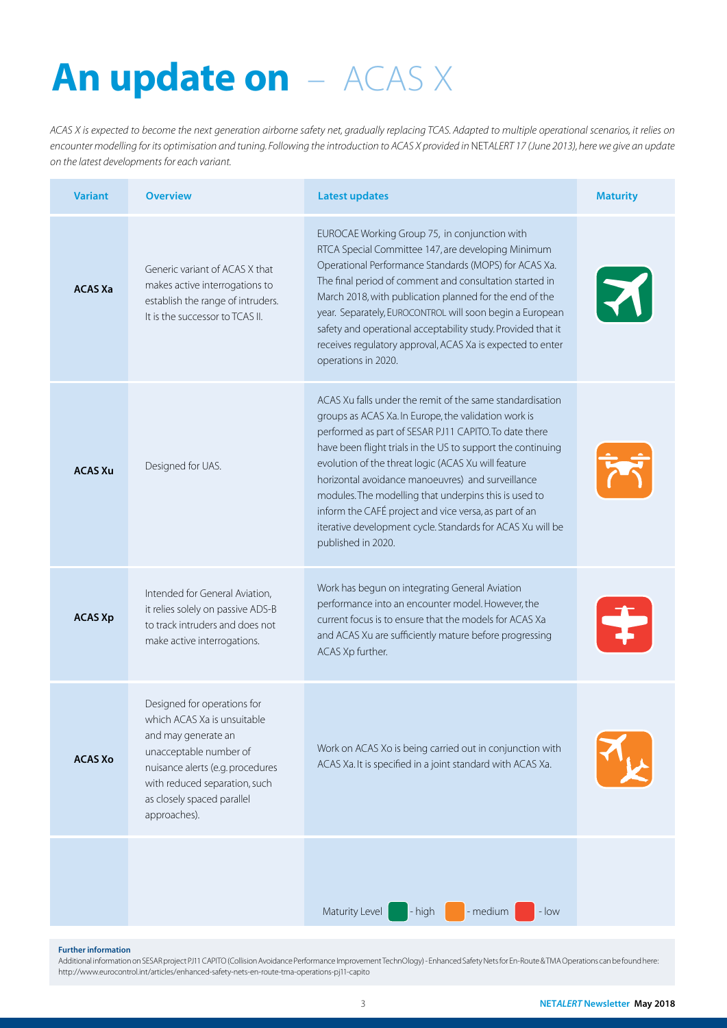# An update on – ACAS X

*ACAS X is expected to become the next generation airborne safety net, gradually replacing TCAS. Adapted to multiple operational scenarios, it relies on encounter modelling for its optimisation and tuning. Following the introduction to ACAS X provided in* NETALERT 17 (June 2013)*, here we give an update on the latest developments for each variant.*

| Variant | Overview | Latest updates | Maturity |
|---|---|---|---|
| **ACAS Xa** | Generic variant of ACAS X that makes active interrogations to establish the range of intruders. It is the successor to TCAS II. | EUROCAE Working Group 75, in conjunction with RTCA Special Committee 147, are developing Minimum Operational Performance Standards (MOPS) for ACAS Xa. The final period of comment and consultation started in March 2018, with publication planned for the end of the year. Separately, EUROCONTROL will soon begin a European safety and operational acceptability study. Provided that it receives regulatory approval, ACAS Xa is expected to enter operations in 2020. | high |
| **ACAS Xu** | Designed for UAS. | ACAS Xu falls under the remit of the same standardisation groups as ACAS Xa. In Europe, the validation work is performed as part of SESAR PJ11 CAPITO. To date there have been flight trials in the US to support the continuing evolution of the threat logic (ACAS Xu will feature horizontal avoidance manoeuvres) and surveillance modules. The modelling that underpins this is used to inform the CAFÉ project and vice versa, as part of an iterative development cycle. Standards for ACAS Xu will be published in 2020. | medium |
| **ACAS Xp** | Intended for General Aviation, it relies solely on passive ADS-B to track intruders and does not make active interrogations. | Work has begun on integrating General Aviation performance into an encounter model. However, the current focus is to ensure that the models for ACAS Xa and ACAS Xu are sufficiently mature before progressing ACAS Xp further. | low |
| **ACAS Xo** | Designed for operations for which ACAS Xa is unsuitable and may generate an unacceptable number of nuisance alerts (e.g. procedures with reduced separation, such as closely spaced parallel approaches). | Work on ACAS Xo is being carried out in conjunction with ACAS Xa. It is specified in a joint standard with ACAS Xa. | medium |
| | | Maturity Level: high / medium / low | |

**Further information**

Additional information on SESAR project PJ11 CAPITO (Collision Avoidance Performance Improvement TechnOlogy) - Enhanced Safety Nets for En-Route & TMA Operations can be found here: http://www.eurocontrol.int/articles/enhanced-safety-nets-en-route-tma-operations-pj11-capito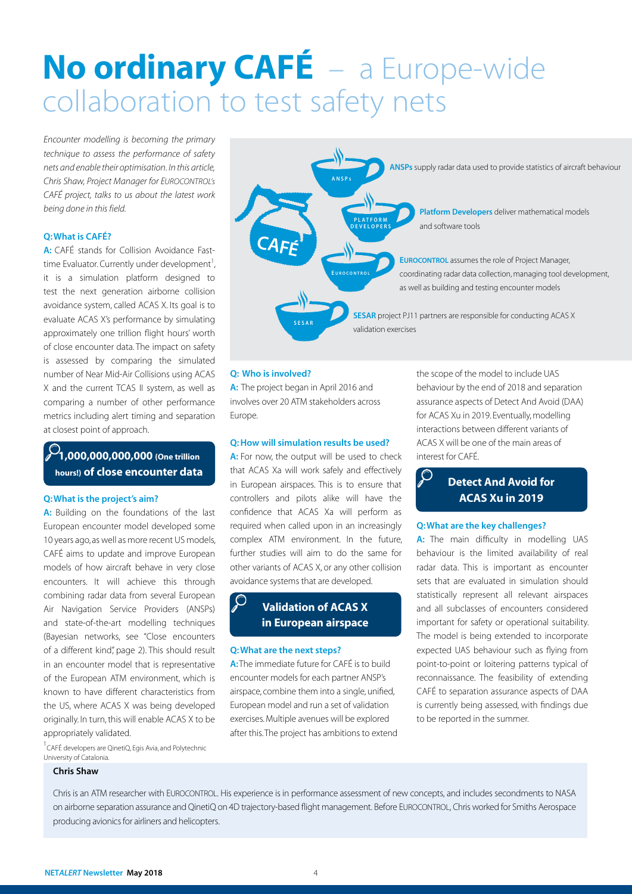# No ordinary CAFÉ – a Europe-wide collaboration to test safety nets

*Encounter modelling is becoming the primary technique to assess the performance of safety nets and enable their optimisation. In this article, Chris Shaw, Project Manager for EUROCONTROL's CAFÉ project, talks to us about the latest work being done in this field.*

### Q: What is CAFÉ?

**A:** CAFÉ stands for Collision Avoidance Fast-time Evaluator. Currently under development[1], it is a simulation platform designed to test the next generation airborne collision avoidance system, called ACAS X. Its goal is to evaluate ACAS X's performance by simulating approximately one trillion flight hours' worth of close encounter data. The impact on safety is assessed by comparing the simulated number of Near Mid-Air Collisions using ACAS X and the current TCAS II system, as well as comparing a number of other performance metrics including alert timing and separation at closest point of approach.

**1,000,000,000,000 (One trillion hours!) of close encounter data**

### Q: What is the project's aim?

**A:** Building on the foundations of the last European encounter model developed some 10 years ago, as well as more recent US models, CAFÉ aims to update and improve European models of how aircraft behave in very close encounters. It will achieve this through combining radar data from several European Air Navigation Service Providers (ANSPs) and state-of-the-art modelling techniques (Bayesian networks, see "Close encounters of a different kind", page 2). This should result in an encounter model that is representative of the European ATM environment, which is known to have different characteristics from the US, where ACAS X was being developed originally. In turn, this will enable ACAS X to be appropriately validated.

[1] CAFÉ developers are QinetiQ, Egis Avia, and Polytechnic University of Catalonia.

**ANSPs** supply radar data used to provide statistics of aircraft behaviour

**Platform Developers** deliver mathematical models and software tools

**EUROCONTROL** assumes the role of Project Manager, coordinating radar data collection, managing tool development, as well as building and testing encounter models

**SESAR** project PJ11 partners are responsible for conducting ACAS X validation exercises

### Q: Who is involved?

**A:** The project began in April 2016 and involves over 20 ATM stakeholders across Europe.

### Q: How will simulation results be used?

**A:** For now, the output will be used to check that ACAS Xa will work safely and effectively in European airspaces. This is to ensure that controllers and pilots alike will have the confidence that ACAS Xa will perform as required when called upon in an increasingly complex ATM environment. In the future, further studies will aim to do the same for other variants of ACAS X, or any other collision avoidance systems that are developed.

**Validation of ACAS X in European airspace**

### Q: What are the next steps?

**A:** The immediate future for CAFÉ is to build encounter models for each partner ANSP's airspace, combine them into a single, unified, European model and run a set of validation exercises. Multiple avenues will be explored after this. The project has ambitions to extend the scope of the model to include UAS behaviour by the end of 2018 and separation assurance aspects of Detect And Avoid (DAA) for ACAS Xu in 2019. Eventually, modelling interactions between different variants of ACAS X will be one of the main areas of interest for CAFÉ.

**Detect And Avoid for ACAS Xu in 2019**

### Q: What are the key challenges?

**A:** The main difficulty in modelling UAS behaviour is the limited availability of real radar data. This is important as encounter sets that are evaluated in simulation should statistically represent all relevant airspaces and all subclasses of encounters considered important for safety or operational suitability. The model is being extended to incorporate expected UAS behaviour such as flying from point-to-point or loitering patterns typical of reconnaissance. The feasibility of extending CAFÉ to separation assurance aspects of DAA is currently being assessed, with findings due to be reported in the summer.

**Chris Shaw**

Chris is an ATM researcher with EUROCONTROL. His experience is in performance assessment of new concepts, and includes secondments to NASA on airborne separation assurance and QinetiQ on 4D trajectory-based flight management. Before EUROCONTROL, Chris worked for Smiths Aerospace producing avionics for airliners and helicopters.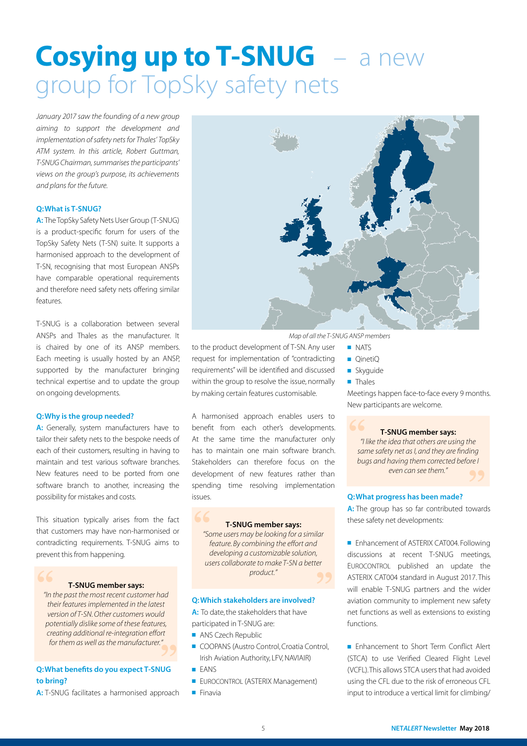# Cosying up to T-SNUG – a new group for TopSky safety nets

*January 2017 saw the founding of a new group aiming to support the development and implementation of safety nets for Thales' TopSky ATM system. In this article, Robert Guttman, T-SNUG Chairman, summarises the participants' views on the group's purpose, its achievements and plans for the future.*

### Q: What is T-SNUG?

**A:** The TopSky Safety Nets User Group (T-SNUG) is a product-specific forum for users of the TopSky Safety Nets (T-SN) suite. It supports a harmonised approach to the development of T-SN, recognising that most European ANSPs have comparable operational requirements and therefore need safety nets offering similar features.

T-SNUG is a collaboration between several ANSPs and Thales as the manufacturer. It is chaired by one of its ANSP members. Each meeting is usually hosted by an ANSP, supported by the manufacturer bringing technical expertise and to update the group on ongoing developments.

### Q: Why is the group needed?

**A:** Generally, system manufacturers have to tailor their safety nets to the bespoke needs of each of their customers, resulting in having to maintain and test various software branches. New features need to be ported from one software branch to another, increasing the possibility for mistakes and costs.

This situation typically arises from the fact that customers may have non-harmonised or contradicting requirements. T-SNUG aims to prevent this from happening.

> **T-SNUG member says:**
> *"In the past the most recent customer had their features implemented in the latest version of T-SN. Other customers would potentially dislike some of these features, creating additional re-integration effort for them as well as the manufacturer."*

### Q: What benefits do you expect T-SNUG to bring?

**A:** T-SNUG facilitates a harmonised approach to the product development of T-SN. Any user request for implementation of "contradicting requirements" will be identified and discussed within the group to resolve the issue, normally by making certain features customisable.

A harmonised approach enables users to benefit from each other's developments. At the same time the manufacturer only has to maintain one main software branch. Stakeholders can therefore focus on the development of new features rather than spending time resolving implementation issues.

> **T-SNUG member says:**
> *"Some users may be looking for a similar feature. By combining the effort and developing a customizable solution, users collaborate to make T-SN a better product."*

*Map of all the T-SNUG ANSP members*

### Q: Which stakeholders are involved?

**A:** To date, the stakeholders that have participated in T-SNUG are:

- ANS Czech Republic
- COOPANS (Austro Control, Croatia Control, Irish Aviation Authority, LFV, NAVIAIR)
- EANS
- EUROCONTROL (ASTERIX Management)
- Finavia
- NATS
- QinetiQ
- Skyguide
- Thales

Meetings happen face-to-face every 9 months. New participants are welcome.

> **T-SNUG member says:**
> *"I like the idea that others are using the same safety net as I, and they are finding bugs and having them corrected before I even can see them."*

### Q: What progress has been made?

**A:** The group has so far contributed towards these safety net developments:

- Enhancement of ASTERIX CAT004. Following discussions at recent T-SNUG meetings, EUROCONTROL published an update the ASTERIX CAT004 standard in August 2017. This will enable T-SNUG partners and the wider aviation community to implement new safety net functions as well as extensions to existing functions.

- Enhancement to Short Term Conflict Alert (STCA) to use Verified Cleared Flight Level (VCFL). This allows STCA users that had avoided using the CFL due to the risk of erroneous CFL input to introduce a vertical limit for climbing/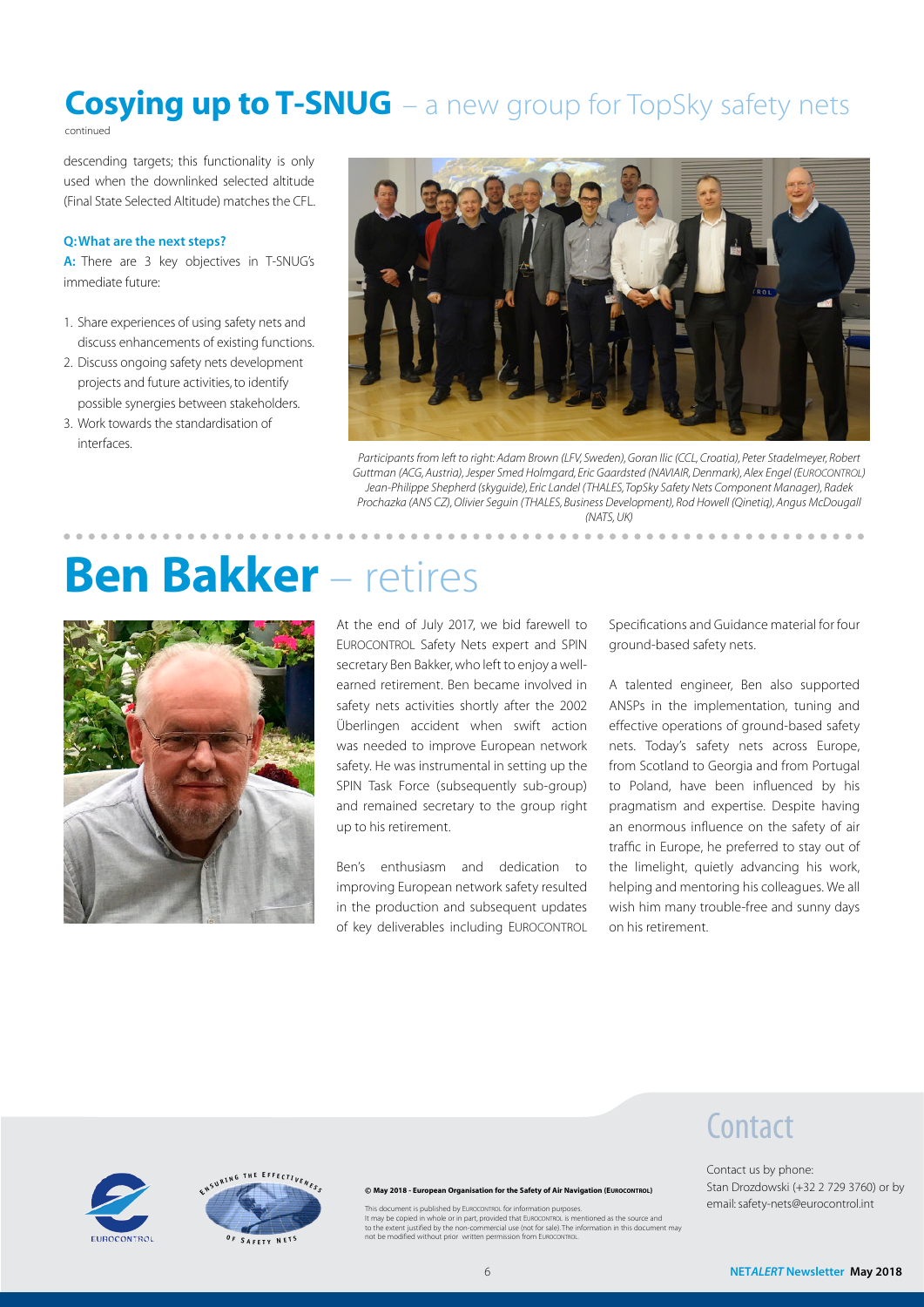# Cosying up to T-SNUG – a new group for TopSky safety nets

continued

descending targets; this functionality is only used when the downlinked selected altitude (Final State Selected Altitude) matches the CFL.

**Q: What are the next steps?**

**A:** There are 3 key objectives in T-SNUG's immediate future:

1. Share experiences of using safety nets and discuss enhancements of existing functions.
2. Discuss ongoing safety nets development projects and future activities, to identify possible synergies between stakeholders.
3. Work towards the standardisation of interfaces.

*Participants from left to right: Adam Brown (LFV, Sweden), Goran Ilic (CCL, Croatia), Peter Stadelmeyer, Robert Guttman (ACG, Austria), Jesper Smed Holmgard, Eric Gaardsted (NAVIAIR, Denmark), Alex Engel (EUROCONTROL) Jean-Philippe Shepherd (skyguide), Eric Landel (THALES, TopSky Safety Nets Component Manager), Radek Prochazka (ANS CZ), Olivier Seguin (THALES, Business Development), Rod Howell (Qinetiq), Angus McDougall (NATS, UK)*

# Ben Bakker – retires

At the end of July 2017, we bid farewell to EUROCONTROL Safety Nets expert and SPIN secretary Ben Bakker, who left to enjoy a well-earned retirement. Ben became involved in safety nets activities shortly after the 2002 Überlingen accident when swift action was needed to improve European network safety. He was instrumental in setting up the SPIN Task Force (subsequently sub-group) and remained secretary to the group right up to his retirement.

Ben's enthusiasm and dedication to improving European network safety resulted in the production and subsequent updates of key deliverables including EUROCONTROL Specifications and Guidance material for four ground-based safety nets.

A talented engineer, Ben also supported ANSPs in the implementation, tuning and effective operations of ground-based safety nets. Today's safety nets across Europe, from Scotland to Georgia and from Portugal to Poland, have been influenced by his pragmatism and expertise. Despite having an enormous influence on the safety of air traffic in Europe, he preferred to stay out of the limelight, quietly advancing his work, helping and mentoring his colleagues. We all wish him many trouble-free and sunny days on his retirement.

## Contact

Contact us by phone:
Stan Drozdowski (+32 2 729 3760) or by email: safety-nets@eurocontrol.int

EUROCONTROL

ENSURING THE EFFECTIVENESS OF SAFETY NETS

**© May 2018 - European Organisation for the Safety of Air Navigation (EUROCONTROL)**

This document is published by EUROCONTROL for information purposes.
It may be copied in whole or in part, provided that EUROCONTROL is mentioned as the source and to the extent justified by the non-commercial use (not for sale). The information in this document may not be modified without prior written permission from EUROCONTROL.